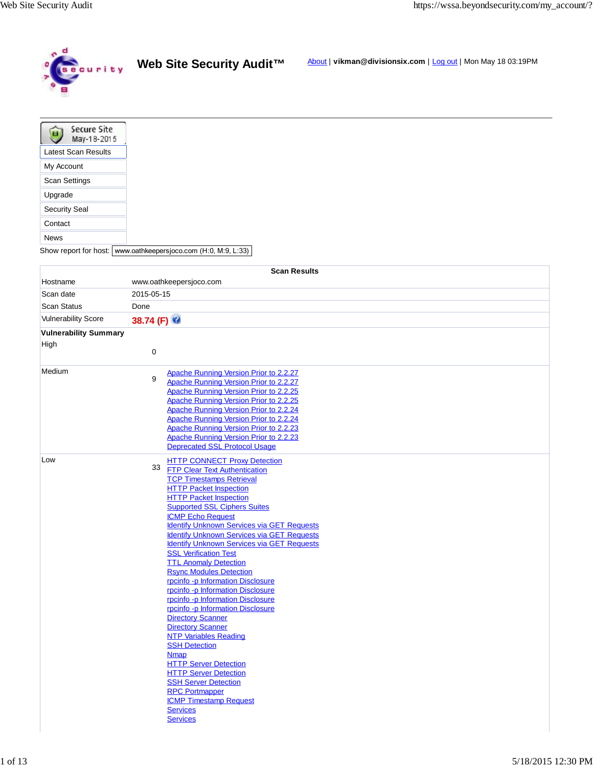# Web Site Security Audit™

About | **vikman@divisionsix.com** | Log out | Mon May 18 03:19PM

Secure Site May-18-2015

- Latest Scan Results
- My Account
- Scan Settings
- Upgrade
- Security Seal
- Contact
- News

Show report for host: www.oathkeepersjoco.com (H:0, M:9, L:33)

## Scan Results

| | |
|---|---|
| Hostname | www.oathkeepersjoco.com |
| Scan date | 2015-05-15 |
| Scan Status | Done |
| Vulnerability Score | **38.74 (F)** |

**Vulnerability Summary**

| Severity | Count | Findings |
|---|---|---|
| High | 0 | |
| Medium | 9 | Apache Running Version Prior to 2.2.27<br>Apache Running Version Prior to 2.2.27<br>Apache Running Version Prior to 2.2.25<br>Apache Running Version Prior to 2.2.25<br>Apache Running Version Prior to 2.2.24<br>Apache Running Version Prior to 2.2.24<br>Apache Running Version Prior to 2.2.23<br>Apache Running Version Prior to 2.2.23<br>Deprecated SSL Protocol Usage |
| Low | 33 | HTTP CONNECT Proxy Detection<br>FTP Clear Text Authentication<br>TCP Timestamps Retrieval<br>HTTP Packet Inspection<br>HTTP Packet Inspection<br>Supported SSL Ciphers Suites<br>ICMP Echo Request<br>Identify Unknown Services via GET Requests<br>Identify Unknown Services via GET Requests<br>Identify Unknown Services via GET Requests<br>SSL Verification Test<br>TTL Anomaly Detection<br>Rsync Modules Detection<br>rpcinfo -p Information Disclosure<br>rpcinfo -p Information Disclosure<br>rpcinfo -p Information Disclosure<br>rpcinfo -p Information Disclosure<br>Directory Scanner<br>Directory Scanner<br>NTP Variables Reading<br>SSH Detection<br>Nmap<br>HTTP Server Detection<br>HTTP Server Detection<br>SSH Server Detection<br>RPC Portmapper<br>ICMP Timestamp Request<br>Services<br>Services |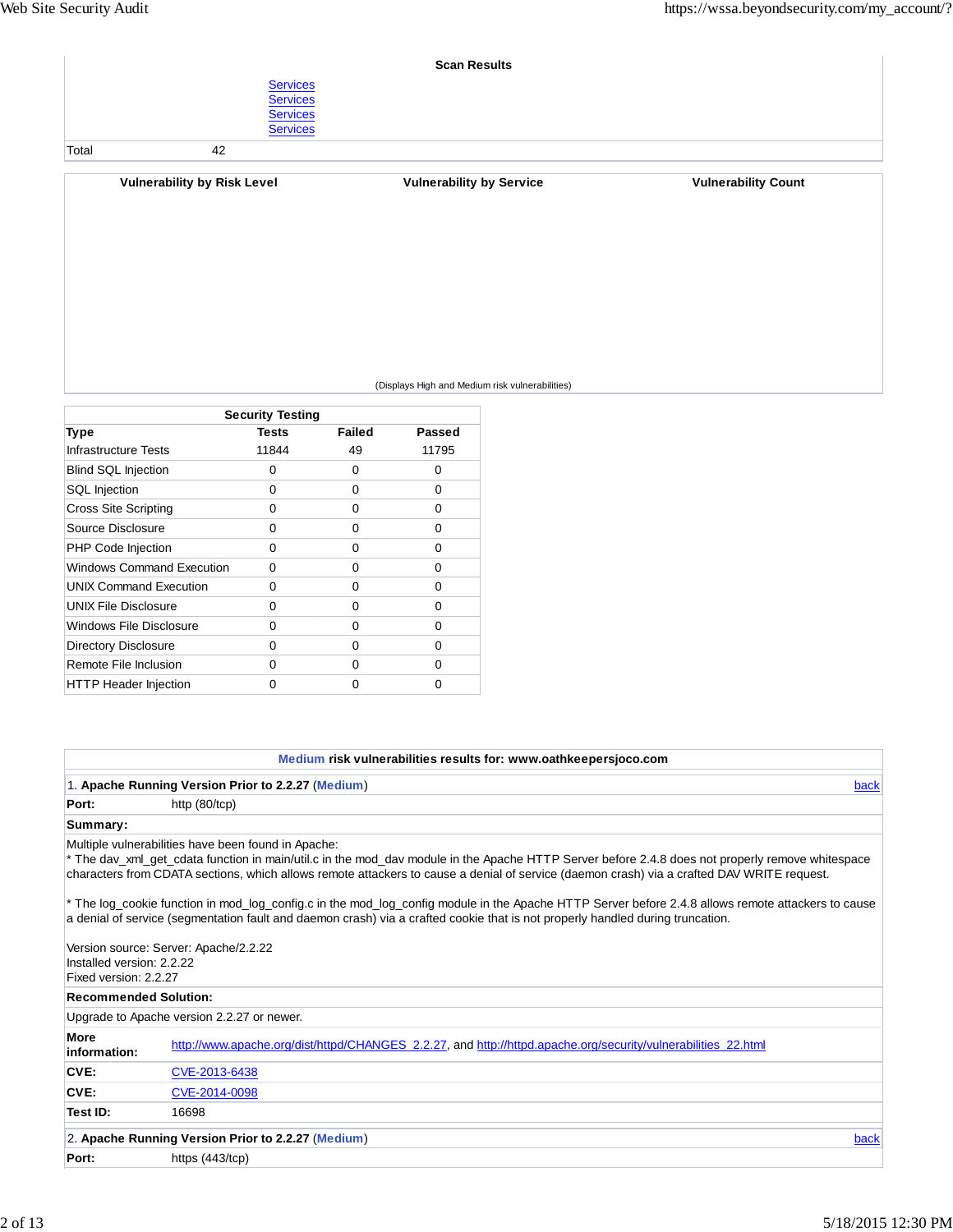**Scan Results**

| | |
|---|---|
| | Services |
| | Services |
| | Services |
| | Services |
| Total | 42 |

| Vulnerability by Risk Level | Vulnerability by Service | Vulnerability Count |
|---|---|---|

(Displays High and Medium risk vulnerabilities)

| Security Testing | | | |
|---|---|---|---|
| **Type** | **Tests** | **Failed** | **Passed** |
| Infrastructure Tests | 11844 | 49 | 11795 |
| Blind SQL Injection | 0 | 0 | 0 |
| SQL Injection | 0 | 0 | 0 |
| Cross Site Scripting | 0 | 0 | 0 |
| Source Disclosure | 0 | 0 | 0 |
| PHP Code Injection | 0 | 0 | 0 |
| Windows Command Execution | 0 | 0 | 0 |
| UNIX Command Execution | 0 | 0 | 0 |
| UNIX File Disclosure | 0 | 0 | 0 |
| Windows File Disclosure | 0 | 0 | 0 |
| Directory Disclosure | 0 | 0 | 0 |
| Remote File Inclusion | 0 | 0 | 0 |
| HTTP Header Injection | 0 | 0 | 0 |

**Medium risk vulnerabilities results for: www.oathkeepersjoco.com**

1. **Apache Running Version Prior to 2.2.27** (**Medium**) back

**Port:** http (80/tcp)

**Summary:**

Multiple vulnerabilities have been found in Apache:
* The dav_xml_get_cdata function in main/util.c in the mod_dav module in the Apache HTTP Server before 2.4.8 does not properly remove whitespace characters from CDATA sections, which allows remote attackers to cause a denial of service (daemon crash) via a crafted DAV WRITE request.

* The log_cookie function in mod_log_config.c in the mod_log_config module in the Apache HTTP Server before 2.4.8 allows remote attackers to cause a denial of service (segmentation fault and daemon crash) via a crafted cookie that is not properly handled during truncation.

Version source: Server: Apache/2.2.22
Installed version: 2.2.22
Fixed version: 2.2.27

**Recommended Solution:**

Upgrade to Apache version 2.2.27 or newer.

| | |
|---|---|
| **More information:** | http://www.apache.org/dist/httpd/CHANGES_2.2.27, and http://httpd.apache.org/security/vulnerabilities_22.html |
| **CVE:** | CVE-2013-6438 |
| **CVE:** | CVE-2014-0098 |
| **Test ID:** | 16698 |

2. **Apache Running Version Prior to 2.2.27** (**Medium**) back

**Port:** https (443/tcp)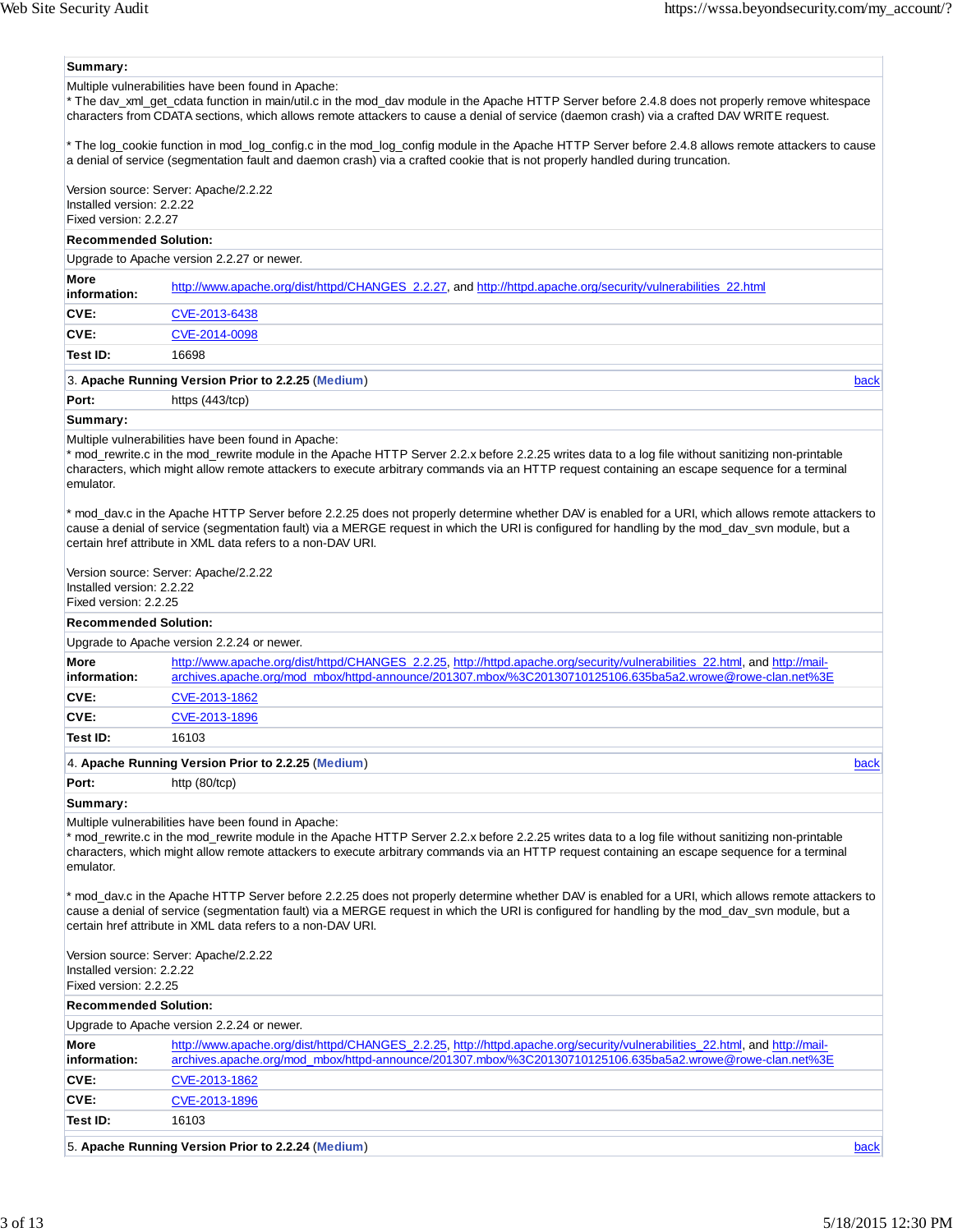**Summary:**

Multiple vulnerabilities have been found in Apache:
* The dav_xml_get_cdata function in main/util.c in the mod_dav module in the Apache HTTP Server before 2.4.8 does not properly remove whitespace characters from CDATA sections, which allows remote attackers to cause a denial of service (daemon crash) via a crafted DAV WRITE request.

* The log_cookie function in mod_log_config.c in the mod_log_config module in the Apache HTTP Server before 2.4.8 allows remote attackers to cause a denial of service (segmentation fault and daemon crash) via a crafted cookie that is not properly handled during truncation.

Version source: Server: Apache/2.2.22
Installed version: 2.2.22
Fixed version: 2.2.27

**Recommended Solution:**

Upgrade to Apache version 2.2.27 or newer.

| | |
|---|---|
| **More information:** | http://www.apache.org/dist/httpd/CHANGES_2.2.27, and http://httpd.apache.org/security/vulnerabilities_22.html |
| **CVE:** | CVE-2013-6438 |
| **CVE:** | CVE-2014-0098 |
| **Test ID:** | 16698 |

3. **Apache Running Version Prior to 2.2.25** (**Medium**) back

**Port:** https (443/tcp)

**Summary:**

Multiple vulnerabilities have been found in Apache:
* mod_rewrite.c in the mod_rewrite module in the Apache HTTP Server 2.2.x before 2.2.25 writes data to a log file without sanitizing non-printable characters, which might allow remote attackers to execute arbitrary commands via an HTTP request containing an escape sequence for a terminal emulator.

* mod_dav.c in the Apache HTTP Server before 2.2.25 does not properly determine whether DAV is enabled for a URI, which allows remote attackers to cause a denial of service (segmentation fault) via a MERGE request in which the URI is configured for handling by the mod_dav_svn module, but a certain href attribute in XML data refers to a non-DAV URI.

Version source: Server: Apache/2.2.22
Installed version: 2.2.22
Fixed version: 2.2.25

**Recommended Solution:**

Upgrade to Apache version 2.2.24 or newer.

| | |
|---|---|
| **More information:** | http://www.apache.org/dist/httpd/CHANGES_2.2.25, http://httpd.apache.org/security/vulnerabilities_22.html, and http://mail-archives.apache.org/mod_mbox/httpd-announce/201307.mbox/%3C20130710125106.635ba5a2.wrowe@rowe-clan.net%3E |
| **CVE:** | CVE-2013-1862 |
| **CVE:** | CVE-2013-1896 |
| **Test ID:** | 16103 |

4. **Apache Running Version Prior to 2.2.25** (**Medium**) back

**Port:** http (80/tcp)

**Summary:**

Multiple vulnerabilities have been found in Apache:
* mod_rewrite.c in the mod_rewrite module in the Apache HTTP Server 2.2.x before 2.2.25 writes data to a log file without sanitizing non-printable characters, which might allow remote attackers to execute arbitrary commands via an HTTP request containing an escape sequence for a terminal emulator.

* mod_dav.c in the Apache HTTP Server before 2.2.25 does not properly determine whether DAV is enabled for a URI, which allows remote attackers to cause a denial of service (segmentation fault) via a MERGE request in which the URI is configured for handling by the mod_dav_svn module, but a certain href attribute in XML data refers to a non-DAV URI.

Version source: Server: Apache/2.2.22
Installed version: 2.2.22
Fixed version: 2.2.25

**Recommended Solution:**

Upgrade to Apache version 2.2.24 or newer.

| | |
|---|---|
| **More information:** | http://www.apache.org/dist/httpd/CHANGES_2.2.25, http://httpd.apache.org/security/vulnerabilities_22.html, and http://mail-archives.apache.org/mod_mbox/httpd-announce/201307.mbox/%3C20130710125106.635ba5a2.wrowe@rowe-clan.net%3E |
| **CVE:** | CVE-2013-1862 |
| **CVE:** | CVE-2013-1896 |
| **Test ID:** | 16103 |

5. **Apache Running Version Prior to 2.2.24** (**Medium**) back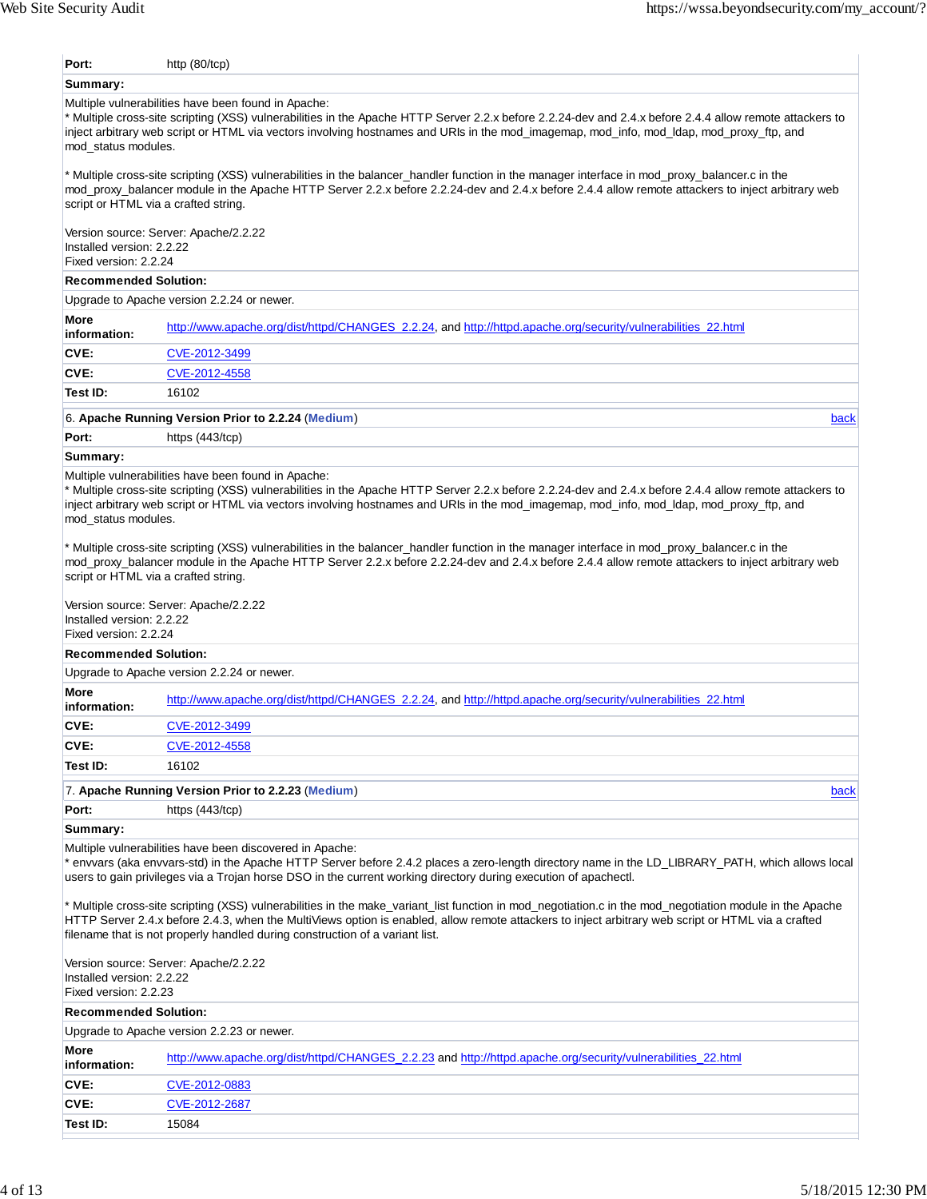| | |
|---|---|
| **Port:** | http (80/tcp) |

**Summary:**

Multiple vulnerabilities have been found in Apache:
* Multiple cross-site scripting (XSS) vulnerabilities in the Apache HTTP Server 2.2.x before 2.2.24-dev and 2.4.x before 2.4.4 allow remote attackers to inject arbitrary web script or HTML via vectors involving hostnames and URIs in the mod_imagemap, mod_info, mod_ldap, mod_proxy_ftp, and mod_status modules.

* Multiple cross-site scripting (XSS) vulnerabilities in the balancer_handler function in the manager interface in mod_proxy_balancer.c in the mod_proxy_balancer module in the Apache HTTP Server 2.2.x before 2.2.24-dev and 2.4.x before 2.4.4 allow remote attackers to inject arbitrary web script or HTML via a crafted string.

Version source: Server: Apache/2.2.22
Installed version: 2.2.22
Fixed version: 2.2.24

**Recommended Solution:**

Upgrade to Apache version 2.2.24 or newer.

| | |
|---|---|
| **More information:** | http://www.apache.org/dist/httpd/CHANGES_2.2.24, and http://httpd.apache.org/security/vulnerabilities_22.html |
| **CVE:** | CVE-2012-3499 |
| **CVE:** | CVE-2012-4558 |
| **Test ID:** | 16102 |

### 6. Apache Running Version Prior to 2.2.24 (Medium)

back

| | |
|---|---|
| **Port:** | https (443/tcp) |

**Summary:**

Multiple vulnerabilities have been found in Apache:
* Multiple cross-site scripting (XSS) vulnerabilities in the Apache HTTP Server 2.2.x before 2.2.24-dev and 2.4.x before 2.4.4 allow remote attackers to inject arbitrary web script or HTML via vectors involving hostnames and URIs in the mod_imagemap, mod_info, mod_ldap, mod_proxy_ftp, and mod_status modules.

* Multiple cross-site scripting (XSS) vulnerabilities in the balancer_handler function in the manager interface in mod_proxy_balancer.c in the mod_proxy_balancer module in the Apache HTTP Server 2.2.x before 2.2.24-dev and 2.4.x before 2.4.4 allow remote attackers to inject arbitrary web script or HTML via a crafted string.

Version source: Server: Apache/2.2.22
Installed version: 2.2.22
Fixed version: 2.2.24

**Recommended Solution:**

Upgrade to Apache version 2.2.24 or newer.

| | |
|---|---|
| **More information:** | http://www.apache.org/dist/httpd/CHANGES_2.2.24, and http://httpd.apache.org/security/vulnerabilities_22.html |
| **CVE:** | CVE-2012-3499 |
| **CVE:** | CVE-2012-4558 |
| **Test ID:** | 16102 |

### 7. Apache Running Version Prior to 2.2.23 (Medium)

back

| | |
|---|---|
| **Port:** | https (443/tcp) |

**Summary:**

Multiple vulnerabilities have been discovered in Apache:
* envvars (aka envvars-std) in the Apache HTTP Server before 2.4.2 places a zero-length directory name in the LD_LIBRARY_PATH, which allows local users to gain privileges via a Trojan horse DSO in the current working directory during execution of apachectl.

* Multiple cross-site scripting (XSS) vulnerabilities in the make_variant_list function in mod_negotiation.c in the mod_negotiation module in the Apache HTTP Server 2.4.x before 2.4.3, when the MultiViews option is enabled, allow remote attackers to inject arbitrary web script or HTML via a crafted filename that is not properly handled during construction of a variant list.

Version source: Server: Apache/2.2.22
Installed version: 2.2.22
Fixed version: 2.2.23

**Recommended Solution:**

Upgrade to Apache version 2.2.23 or newer.

| | |
|---|---|
| **More information:** | http://www.apache.org/dist/httpd/CHANGES_2.2.23 and http://httpd.apache.org/security/vulnerabilities_22.html |
| **CVE:** | CVE-2012-0883 |
| **CVE:** | CVE-2012-2687 |
| **Test ID:** | 15084 |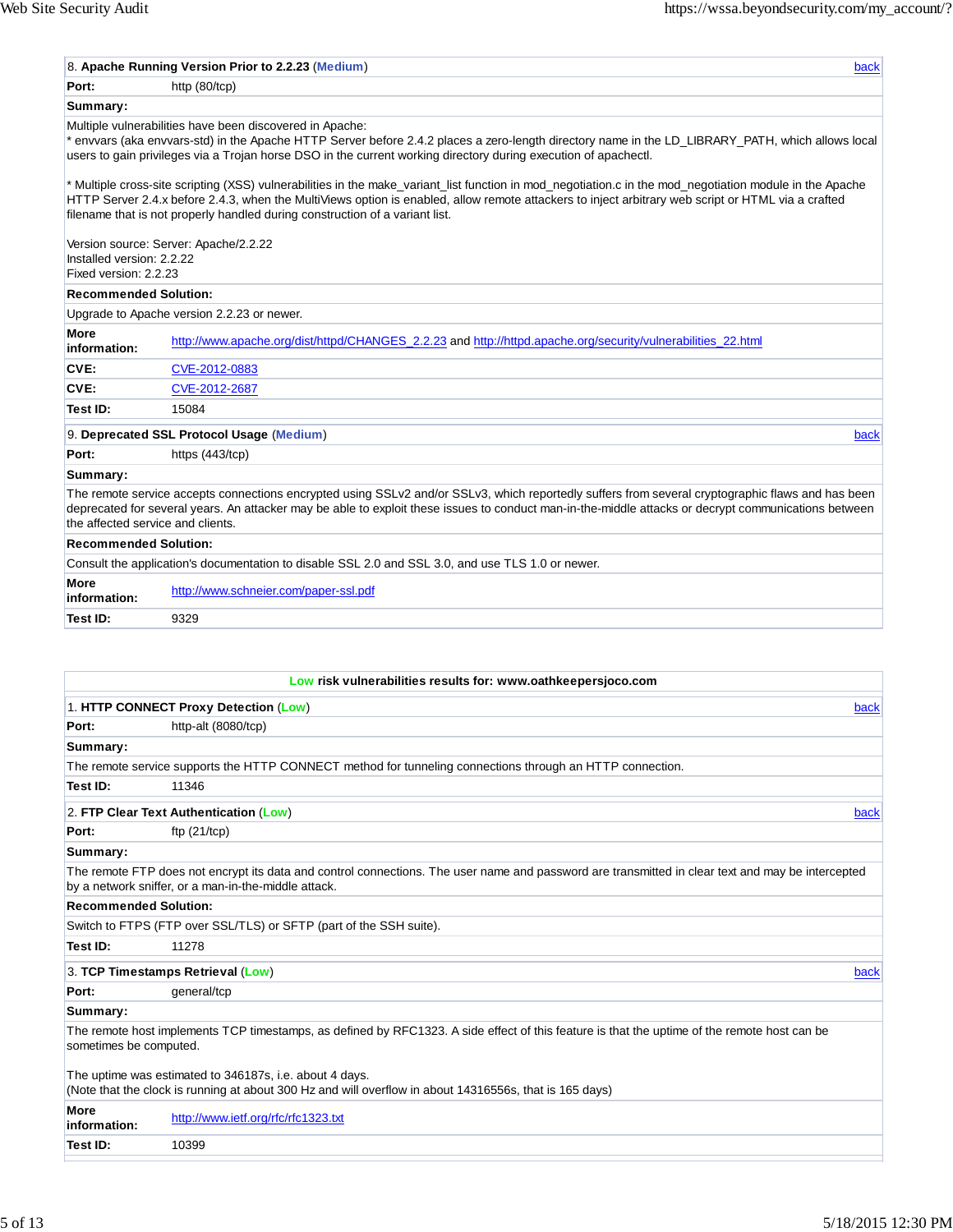| 8. **Apache Running Version Prior to 2.2.23** (**Medium**) | back |
|---|---|
| **Port:** | http (80/tcp) |
| **Summary:** | |
| Multiple vulnerabilities have been discovered in Apache:<br>* envvars (aka envvars-std) in the Apache HTTP Server before 2.4.2 places a zero-length directory name in the LD_LIBRARY_PATH, which allows local users to gain privileges via a Trojan horse DSO in the current working directory during execution of apachectl.<br><br>* Multiple cross-site scripting (XSS) vulnerabilities in the make_variant_list function in mod_negotiation.c in the mod_negotiation module in the Apache HTTP Server 2.4.x before 2.4.3, when the MultiViews option is enabled, allow remote attackers to inject arbitrary web script or HTML via a crafted filename that is not properly handled during construction of a variant list.<br><br>Version source: Server: Apache/2.2.22<br>Installed version: 2.2.22<br>Fixed version: 2.2.23 | |
| **Recommended Solution:** | |
| Upgrade to Apache version 2.2.23 or newer. | |
| **More information:** | http://www.apache.org/dist/httpd/CHANGES_2.2.23 and http://httpd.apache.org/security/vulnerabilities_22.html |
| **CVE:** | CVE-2012-0883 |
| **CVE:** | CVE-2012-2687 |
| **Test ID:** | 15084 |

| 9. **Deprecated SSL Protocol Usage** (**Medium**) | back |
|---|---|
| **Port:** | https (443/tcp) |
| **Summary:** | |
| The remote service accepts connections encrypted using SSLv2 and/or SSLv3, which reportedly suffers from several cryptographic flaws and has been deprecated for several years. An attacker may be able to exploit these issues to conduct man-in-the-middle attacks or decrypt communications between the affected service and clients. | |
| **Recommended Solution:** | |
| Consult the application's documentation to disable SSL 2.0 and SSL 3.0, and use TLS 1.0 or newer. | |
| **More information:** | http://www.schneier.com/paper-ssl.pdf |
| **Test ID:** | 9329 |

**Low risk vulnerabilities results for: www.oathkeepersjoco.com**

| 1. **HTTP CONNECT Proxy Detection** (**Low**) | back |
|---|---|
| **Port:** | http-alt (8080/tcp) |
| **Summary:** | |
| The remote service supports the HTTP CONNECT method for tunneling connections through an HTTP connection. | |
| **Test ID:** | 11346 |

| 2. **FTP Clear Text Authentication** (**Low**) | back |
|---|---|
| **Port:** | ftp (21/tcp) |
| **Summary:** | |
| The remote FTP does not encrypt its data and control connections. The user name and password are transmitted in clear text and may be intercepted by a network sniffer, or a man-in-the-middle attack. | |
| **Recommended Solution:** | |
| Switch to FTPS (FTP over SSL/TLS) or SFTP (part of the SSH suite). | |
| **Test ID:** | 11278 |

| 3. **TCP Timestamps Retrieval** (**Low**) | back |
|---|---|
| **Port:** | general/tcp |
| **Summary:** | |
| The remote host implements TCP timestamps, as defined by RFC1323. A side effect of this feature is that the uptime of the remote host can be sometimes be computed.<br><br>The uptime was estimated to 346187s, i.e. about 4 days.<br>(Note that the clock is running at about 300 Hz and will overflow in about 14316556s, that is 165 days) | |
| **More information:** | http://www.ietf.org/rfc/rfc1323.txt |
| **Test ID:** | 10399 |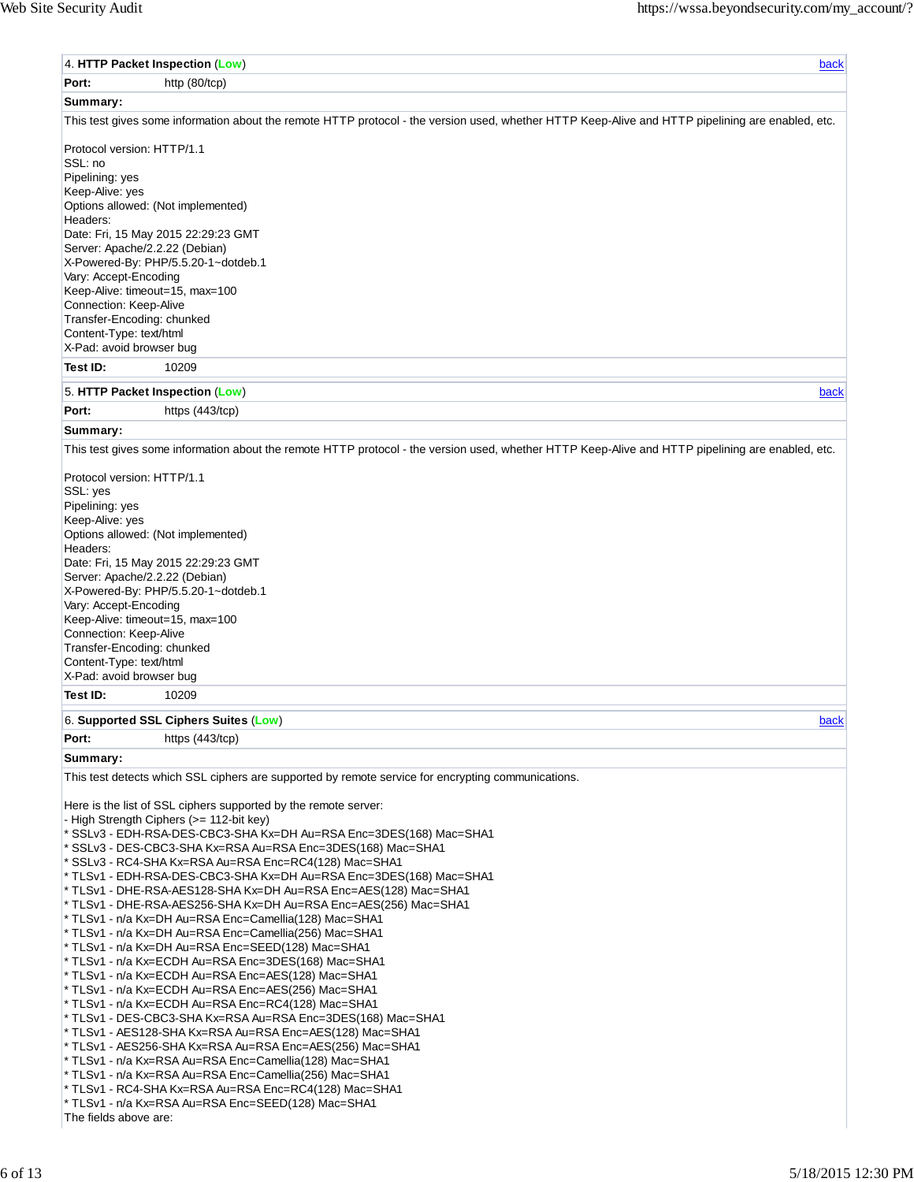### 4. **HTTP Packet Inspection** (Low)

back

**Port:** http (80/tcp)

**Summary:**

This test gives some information about the remote HTTP protocol - the version used, whether HTTP Keep-Alive and HTTP pipelining are enabled, etc.

Protocol version: HTTP/1.1
SSL: no
Pipelining: yes
Keep-Alive: yes
Options allowed: (Not implemented)
Headers:
Date: Fri, 15 May 2015 22:29:23 GMT
Server: Apache/2.2.22 (Debian)
X-Powered-By: PHP/5.5.20-1~dotdeb.1
Vary: Accept-Encoding
Keep-Alive: timeout=15, max=100
Connection: Keep-Alive
Transfer-Encoding: chunked
Content-Type: text/html
X-Pad: avoid browser bug

**Test ID:** 10209

### 5. **HTTP Packet Inspection** (Low)

back

**Port:** https (443/tcp)

**Summary:**

This test gives some information about the remote HTTP protocol - the version used, whether HTTP Keep-Alive and HTTP pipelining are enabled, etc.

Protocol version: HTTP/1.1
SSL: yes
Pipelining: yes
Keep-Alive: yes
Options allowed: (Not implemented)
Headers:
Date: Fri, 15 May 2015 22:29:23 GMT
Server: Apache/2.2.22 (Debian)
X-Powered-By: PHP/5.5.20-1~dotdeb.1
Vary: Accept-Encoding
Keep-Alive: timeout=15, max=100
Connection: Keep-Alive
Transfer-Encoding: chunked
Content-Type: text/html
X-Pad: avoid browser bug

**Test ID:** 10209

### 6. **Supported SSL Ciphers Suites** (Low)

back

**Port:** https (443/tcp)

**Summary:**

This test detects which SSL ciphers are supported by remote service for encrypting communications.

Here is the list of SSL ciphers supported by the remote server:
- High Strength Ciphers (>= 112-bit key)
* SSLv3 - EDH-RSA-DES-CBC3-SHA Kx=DH Au=RSA Enc=3DES(168) Mac=SHA1
* SSLv3 - DES-CBC3-SHA Kx=RSA Au=RSA Enc=3DES(168) Mac=SHA1
* SSLv3 - RC4-SHA Kx=RSA Au=RSA Enc=RC4(128) Mac=SHA1
* TLSv1 - EDH-RSA-DES-CBC3-SHA Kx=DH Au=RSA Enc=3DES(168) Mac=SHA1
* TLSv1 - DHE-RSA-AES128-SHA Kx=DH Au=RSA Enc=AES(128) Mac=SHA1
* TLSv1 - DHE-RSA-AES256-SHA Kx=DH Au=RSA Enc=AES(256) Mac=SHA1
* TLSv1 - n/a Kx=DH Au=RSA Enc=Camellia(128) Mac=SHA1
* TLSv1 - n/a Kx=DH Au=RSA Enc=Camellia(256) Mac=SHA1
* TLSv1 - n/a Kx=DH Au=RSA Enc=SEED(128) Mac=SHA1
* TLSv1 - n/a Kx=ECDH Au=RSA Enc=3DES(168) Mac=SHA1
* TLSv1 - n/a Kx=ECDH Au=RSA Enc=AES(128) Mac=SHA1
* TLSv1 - n/a Kx=ECDH Au=RSA Enc=AES(256) Mac=SHA1
* TLSv1 - n/a Kx=ECDH Au=RSA Enc=RC4(128) Mac=SHA1
* TLSv1 - DES-CBC3-SHA Kx=RSA Au=RSA Enc=3DES(168) Mac=SHA1
* TLSv1 - AES128-SHA Kx=RSA Au=RSA Enc=AES(128) Mac=SHA1
* TLSv1 - AES256-SHA Kx=RSA Au=RSA Enc=AES(256) Mac=SHA1
* TLSv1 - n/a Kx=RSA Au=RSA Enc=Camellia(128) Mac=SHA1
* TLSv1 - n/a Kx=RSA Au=RSA Enc=Camellia(256) Mac=SHA1
* TLSv1 - RC4-SHA Kx=RSA Au=RSA Enc=RC4(128) Mac=SHA1
* TLSv1 - n/a Kx=RSA Au=RSA Enc=SEED(128) Mac=SHA1
The fields above are: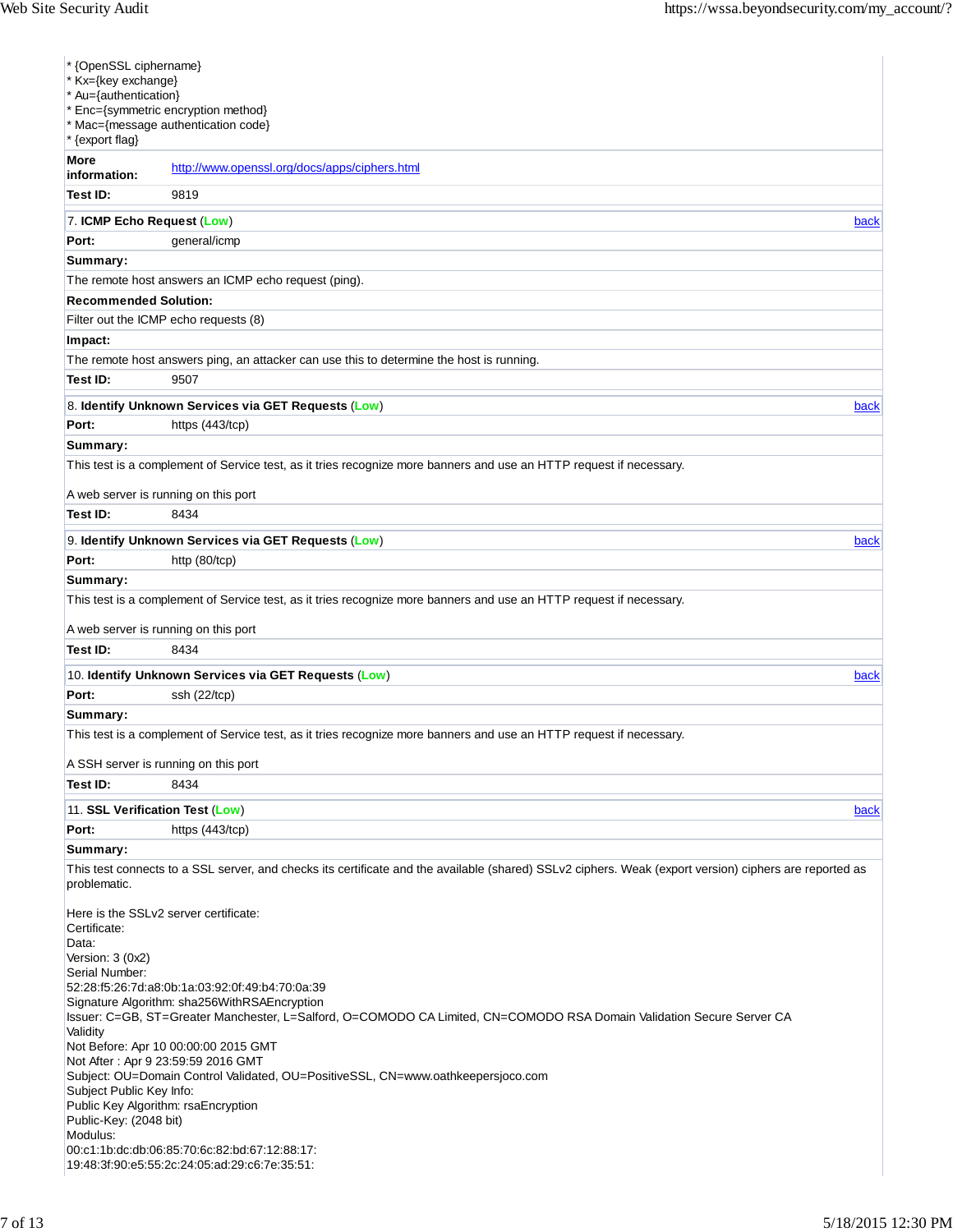* {OpenSSL ciphername}
* Kx={key exchange}
* Au={authentication}
* Enc={symmetric encryption method}
* Mac={message authentication code}
* {export flag}

**More information:** http://www.openssl.org/docs/apps/ciphers.html

**Test ID:** 9819

### 7. ICMP Echo Request (Low)

[back]

**Port:** general/icmp

**Summary:**

The remote host answers an ICMP echo request (ping).

**Recommended Solution:**

Filter out the ICMP echo requests (8)

**Impact:**

The remote host answers ping, an attacker can use this to determine the host is running.

**Test ID:** 9507

### 8. Identify Unknown Services via GET Requests (Low)

[back]

**Port:** https (443/tcp)

**Summary:**

This test is a complement of Service test, as it tries recognize more banners and use an HTTP request if necessary.

A web server is running on this port

**Test ID:** 8434

### 9. Identify Unknown Services via GET Requests (Low)

[back]

**Port:** http (80/tcp)

**Summary:**

This test is a complement of Service test, as it tries recognize more banners and use an HTTP request if necessary.

A web server is running on this port

**Test ID:** 8434

### 10. Identify Unknown Services via GET Requests (Low)

[back]

**Port:** ssh (22/tcp)

**Summary:**

This test is a complement of Service test, as it tries recognize more banners and use an HTTP request if necessary.

A SSH server is running on this port

**Test ID:** 8434

### 11. SSL Verification Test (Low)

[back]

**Port:** https (443/tcp)

**Summary:**

This test connects to a SSL server, and checks its certificate and the available (shared) SSLv2 ciphers. Weak (export version) ciphers are reported as problematic.

Here is the SSLv2 server certificate:
Certificate:
Data:
Version: 3 (0x2)
Serial Number:
52:28:f5:26:7d:a8:0b:1a:03:92:0f:49:b4:70:0a:39
Signature Algorithm: sha256WithRSAEncryption
Issuer: C=GB, ST=Greater Manchester, L=Salford, O=COMODO CA Limited, CN=COMODO RSA Domain Validation Secure Server CA
Validity
Not Before: Apr 10 00:00:00 2015 GMT
Not After : Apr 9 23:59:59 2016 GMT
Subject: OU=Domain Control Validated, OU=PositiveSSL, CN=www.oathkeepersjoco.com
Subject Public Key Info:
Public Key Algorithm: rsaEncryption
Public-Key: (2048 bit)
Modulus:
00:c1:1b:dc:db:06:85:70:6c:82:bd:67:12:88:17:
19:48:3f:90:e5:55:2c:24:05:ad:29:c6:7e:35:51: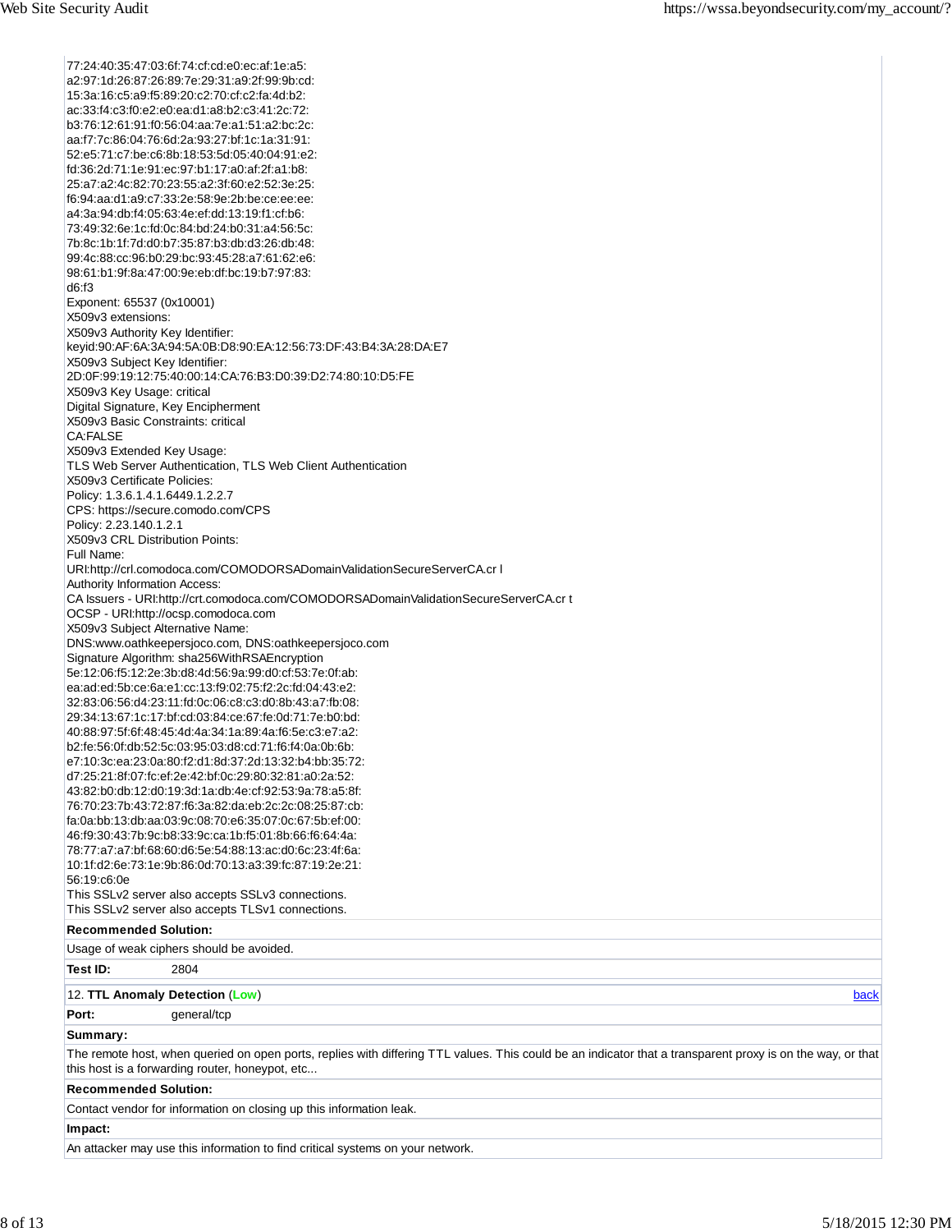77:24:40:35:47:03:6f:74:cf:cd:e0:ec:af:1e:a5:
a2:97:1d:26:87:26:89:7e:29:31:a9:2f:99:9b:cd:
15:3a:16:c5:a9:f5:89:20:c2:70:cf:c2:fa:4d:b2:
ac:33:f4:c3:f0:e2:e0:ea:d1:a8:b2:c3:41:2c:72:
b3:76:12:61:91:f0:56:04:aa:7e:a1:51:a2:bc:2c:
aa:f7:7c:86:04:76:6d:2a:93:27:bf:1c:1a:31:91:
52:e5:71:c7:be:c6:8b:18:53:5d:05:40:04:91:e2:
fd:36:2d:71:1e:91:ec:97:b1:17:a0:af:2f:a1:b8:
25:a7:a2:4c:82:70:23:55:a2:3f:60:e2:52:3e:25:
f6:94:aa:d1:a9:c7:33:2e:58:9e:2b:be:ce:ee:ee:
a4:3a:94:db:f4:05:63:4e:ef:dd:13:19:f1:cf:b6:
73:49:32:6e:1c:fd:0c:84:bd:24:b0:31:a4:56:5c:
7b:8c:1b:1f:7d:d0:b7:35:87:b3:db:d3:26:db:48:
99:4c:88:cc:96:b0:29:bc:93:45:28:a7:61:62:e6:
98:61:b1:9f:8a:47:00:9e:eb:df:bc:19:b7:97:83:
d6:f3
Exponent: 65537 (0x10001)
X509v3 extensions:
X509v3 Authority Key Identifier:
keyid:90:AF:6A:3A:94:5A:0B:D8:90:EA:12:56:73:DF:43:B4:3A:28:DA:E7
X509v3 Subject Key Identifier:
2D:0F:99:19:12:75:40:00:14:CA:76:B3:D0:39:D2:74:80:10:D5:FE
X509v3 Key Usage: critical
Digital Signature, Key Encipherment
X509v3 Basic Constraints: critical
CA:FALSE
X509v3 Extended Key Usage:
TLS Web Server Authentication, TLS Web Client Authentication
X509v3 Certificate Policies:
Policy: 1.3.6.1.4.1.6449.1.2.2.7
CPS: https://secure.comodo.com/CPS
Policy: 2.23.140.1.2.1
X509v3 CRL Distribution Points:
Full Name:
URI:http://crl.comodoca.com/COMODORSADomainValidationSecureServerCA.cr l
Authority Information Access:
CA Issuers - URI:http://crt.comodoca.com/COMODORSADomainValidationSecureServerCA.cr t
OCSP - URI:http://ocsp.comodoca.com
X509v3 Subject Alternative Name:
DNS:www.oathkeepersjoco.com, DNS:oathkeepersjoco.com
Signature Algorithm: sha256WithRSAEncryption
5e:12:06:f5:12:2e:3b:d8:4d:56:9a:99:d0:cf:53:7e:0f:ab:
ea:ad:ed:5b:ce:6a:e1:cc:13:f9:02:75:f2:2c:fd:04:43:e2:
32:83:06:56:d4:23:11:fd:0c:06:c8:c3:d0:8b:43:a7:fb:08:
29:34:13:67:1c:17:bf:cd:03:84:ce:67:fe:0d:71:7e:b0:bd:
40:88:97:5f:6f:48:45:4d:4a:34:1a:89:4a:f6:5e:c3:e7:a2:
b2:fe:56:0f:db:52:5c:03:95:03:d8:cd:71:f6:f4:0a:0b:6b:
e7:10:3c:ea:23:0a:80:f2:d1:8d:37:2d:13:32:b4:bb:35:72:
d7:25:21:8f:07:fc:ef:2e:42:bf:0c:29:80:32:81:a0:2a:52:
43:82:b0:db:12:d0:19:3d:1a:db:4e:cf:92:53:9a:78:a5:8f:
76:70:23:7b:43:72:87:f6:3a:82:da:eb:2c:2c:08:25:87:cb:
fa:0a:bb:13:db:aa:03:9c:08:70:e6:35:07:0c:67:5b:ef:00:
46:f9:30:43:7b:9c:b8:33:9c:ca:1b:f5:01:8b:66:f6:64:4a:
78:77:a7:a7:bf:68:60:d6:5e:54:88:13:ac:d0:6c:23:4f:6a:
10:1f:d2:6e:73:1e:9b:86:0d:70:13:a3:39:fc:87:19:2e:21:
56:19:c6:0e
This SSLv2 server also accepts SSLv3 connections.
This SSLv2 server also accepts TLSv1 connections.

**Recommended Solution:**

Usage of weak ciphers should be avoided.

**Test ID:** 2804

12. **TTL Anomaly Detection** (**Low**) back

**Port:** general/tcp

**Summary:**

The remote host, when queried on open ports, replies with differing TTL values. This could be an indicator that a transparent proxy is on the way, or that this host is a forwarding router, honeypot, etc...

**Recommended Solution:**

Contact vendor for information on closing up this information leak.

**Impact:**

An attacker may use this information to find critical systems on your network.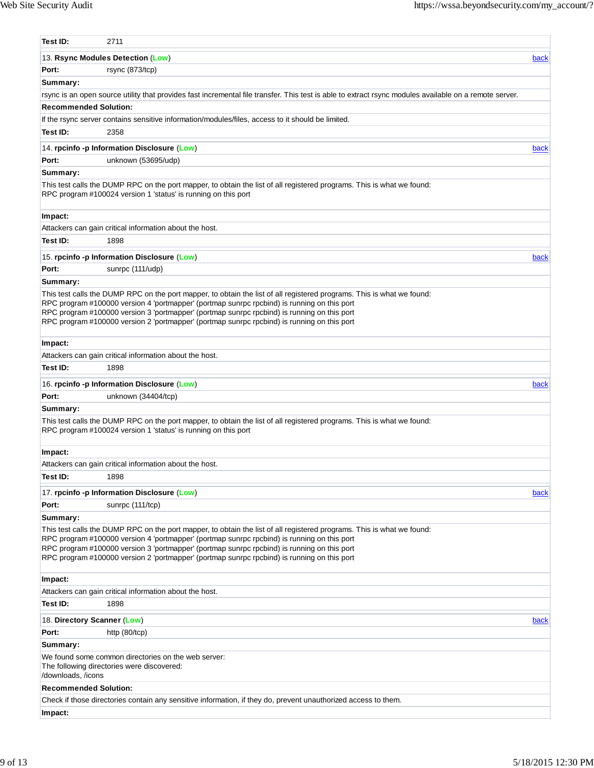**Test ID:** 2711

13. **Rsync Modules Detection** (Low) back

**Port:** rsync (873/tcp)

**Summary:**

rsync is an open source utility that provides fast incremental file transfer. This test is able to extract rsync modules available on a remote server.

**Recommended Solution:**

If the rsync server contains sensitive information/modules/files, access to it should be limited.

**Test ID:** 2358

14. **rpcinfo -p Information Disclosure** (Low) back

**Port:** unknown (53695/udp)

**Summary:**

This test calls the DUMP RPC on the port mapper, to obtain the list of all registered programs. This is what we found:
RPC program #100024 version 1 'status' is running on this port

**Impact:**

Attackers can gain critical information about the host.

**Test ID:** 1898

15. **rpcinfo -p Information Disclosure** (Low) back

**Port:** sunrpc (111/udp)

**Summary:**

This test calls the DUMP RPC on the port mapper, to obtain the list of all registered programs. This is what we found:
RPC program #100000 version 4 'portmapper' (portmap sunrpc rpcbind) is running on this port
RPC program #100000 version 3 'portmapper' (portmap sunrpc rpcbind) is running on this port
RPC program #100000 version 2 'portmapper' (portmap sunrpc rpcbind) is running on this port

**Impact:**

Attackers can gain critical information about the host.

**Test ID:** 1898

16. **rpcinfo -p Information Disclosure** (Low) back

**Port:** unknown (34404/tcp)

**Summary:**

This test calls the DUMP RPC on the port mapper, to obtain the list of all registered programs. This is what we found:
RPC program #100024 version 1 'status' is running on this port

**Impact:**

Attackers can gain critical information about the host.

**Test ID:** 1898

17. **rpcinfo -p Information Disclosure** (Low) back

**Port:** sunrpc (111/tcp)

**Summary:**

This test calls the DUMP RPC on the port mapper, to obtain the list of all registered programs. This is what we found:
RPC program #100000 version 4 'portmapper' (portmap sunrpc rpcbind) is running on this port
RPC program #100000 version 3 'portmapper' (portmap sunrpc rpcbind) is running on this port
RPC program #100000 version 2 'portmapper' (portmap sunrpc rpcbind) is running on this port

**Impact:**

Attackers can gain critical information about the host.

**Test ID:** 1898

18. **Directory Scanner** (Low) back

**Port:** http (80/tcp)

**Summary:**

We found some common directories on the web server:
The following directories were discovered:
/downloads, /icons

**Recommended Solution:**

Check if those directories contain any sensitive information, if they do, prevent unauthorized access to them.

**Impact:**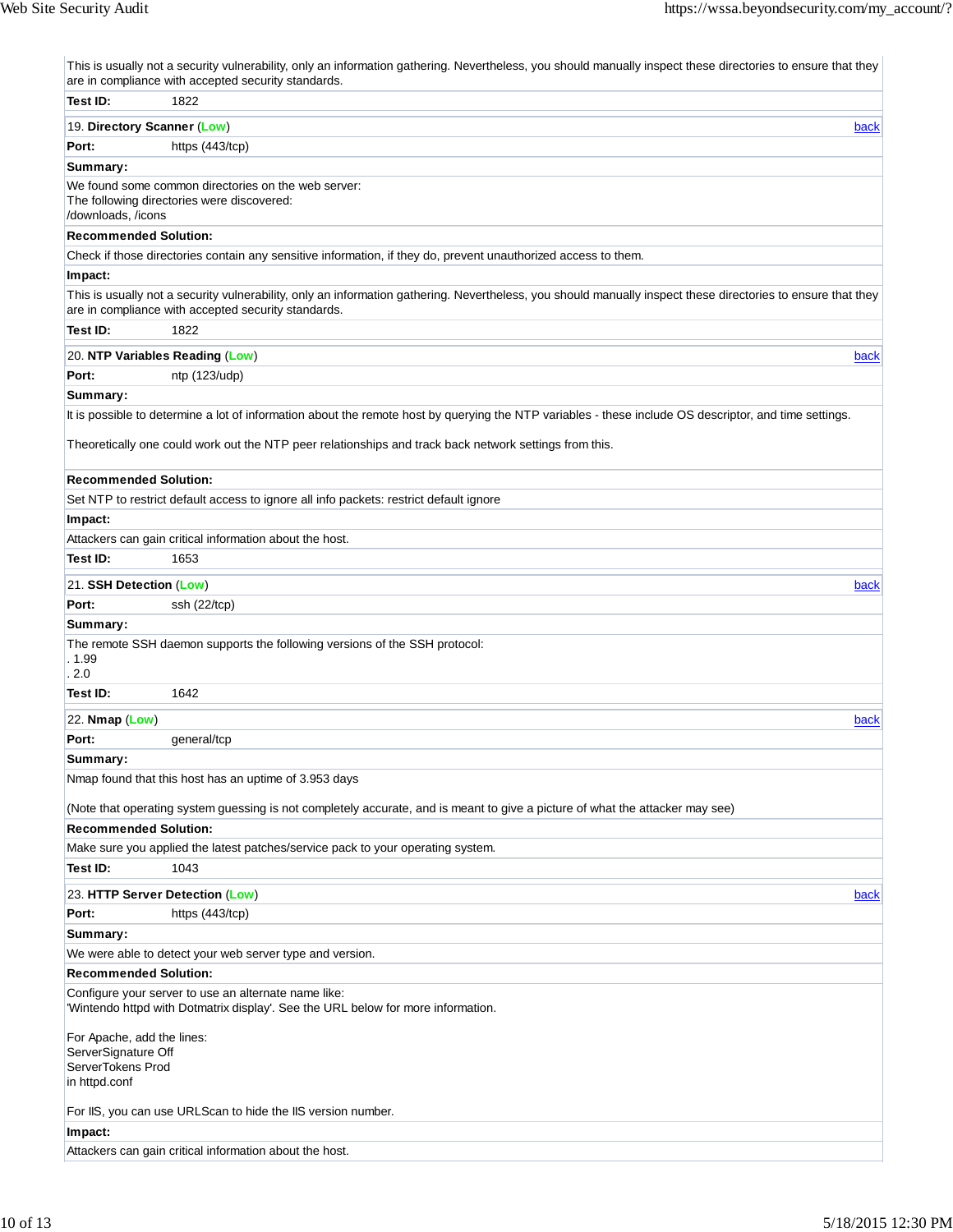This is usually not a security vulnerability, only an information gathering. Nevertheless, you should manually inspect these directories to ensure that they are in compliance with accepted security standards.

**Test ID:** 1822

### 19. Directory Scanner (Low)

back

**Port:** https (443/tcp)

**Summary:**

We found some common directories on the web server:
The following directories were discovered:
/downloads, /icons

**Recommended Solution:**

Check if those directories contain any sensitive information, if they do, prevent unauthorized access to them.

**Impact:**

This is usually not a security vulnerability, only an information gathering. Nevertheless, you should manually inspect these directories to ensure that they are in compliance with accepted security standards.

**Test ID:** 1822

### 20. NTP Variables Reading (Low)

back

**Port:** ntp (123/udp)

**Summary:**

It is possible to determine a lot of information about the remote host by querying the NTP variables - these include OS descriptor, and time settings.

Theoretically one could work out the NTP peer relationships and track back network settings from this.

**Recommended Solution:**

Set NTP to restrict default access to ignore all info packets: restrict default ignore

**Impact:**

Attackers can gain critical information about the host.

**Test ID:** 1653

### 21. SSH Detection (Low)

back

**Port:** ssh (22/tcp)

**Summary:**

The remote SSH daemon supports the following versions of the SSH protocol:
. 1.99
. 2.0

**Test ID:** 1642

### 22. Nmap (Low)

back

**Port:** general/tcp

**Summary:**

Nmap found that this host has an uptime of 3.953 days

(Note that operating system guessing is not completely accurate, and is meant to give a picture of what the attacker may see)

**Recommended Solution:**

Make sure you applied the latest patches/service pack to your operating system.

**Test ID:** 1043

### 23. HTTP Server Detection (Low)

back

**Port:** https (443/tcp)

**Summary:**

We were able to detect your web server type and version.

**Recommended Solution:**

Configure your server to use an alternate name like:
'Wintendo httpd with Dotmatrix display'. See the URL below for more information.

For Apache, add the lines:
ServerSignature Off
ServerTokens Prod
in httpd.conf

For IIS, you can use URLScan to hide the IIS version number.

**Impact:**

Attackers can gain critical information about the host.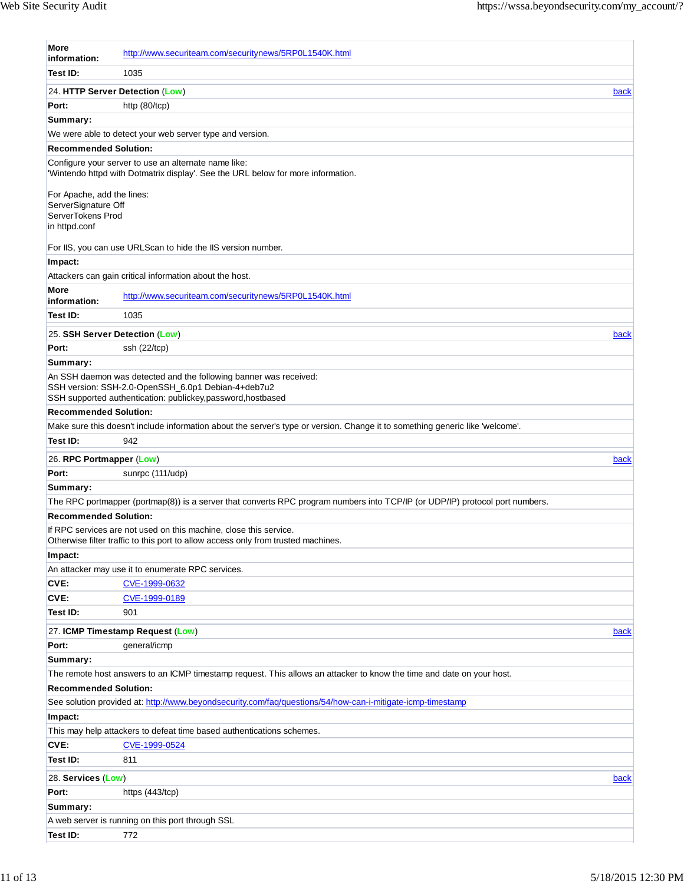**More information:** http://www.securiteam.com/securitynews/5RP0L1540K.html

**Test ID:** 1035

### 24. HTTP Server Detection (Low)

[back]

**Port:** http (80/tcp)

**Summary:**

We were able to detect your web server type and version.

**Recommended Solution:**

Configure your server to use an alternate name like:
'Wintendo httpd with Dotmatrix display'. See the URL below for more information.

For Apache, add the lines:
ServerSignature Off
ServerTokens Prod
in httpd.conf

For IIS, you can use URLScan to hide the IIS version number.

**Impact:**

Attackers can gain critical information about the host.

**More information:** http://www.securiteam.com/securitynews/5RP0L1540K.html

**Test ID:** 1035

### 25. SSH Server Detection (Low)

[back]

**Port:** ssh (22/tcp)

**Summary:**

An SSH daemon was detected and the following banner was received:
SSH version: SSH-2.0-OpenSSH_6.0p1 Debian-4+deb7u2
SSH supported authentication: publickey,password,hostbased

**Recommended Solution:**

Make sure this doesn't include information about the server's type or version. Change it to something generic like 'welcome'.

**Test ID:** 942

### 26. RPC Portmapper (Low)

[back]

**Port:** sunrpc (111/udp)

**Summary:**

The RPC portmapper (portmap(8)) is a server that converts RPC program numbers into TCP/IP (or UDP/IP) protocol port numbers.

**Recommended Solution:**

If RPC services are not used on this machine, close this service.
Otherwise filter traffic to this port to allow access only from trusted machines.

**Impact:**

An attacker may use it to enumerate RPC services.

**CVE:** CVE-1999-0632

**CVE:** CVE-1999-0189

**Test ID:** 901

### 27. ICMP Timestamp Request (Low)

[back]

**Port:** general/icmp

**Summary:**

The remote host answers to an ICMP timestamp request. This allows an attacker to know the time and date on your host.

**Recommended Solution:**

See solution provided at: http://www.beyondsecurity.com/faq/questions/54/how-can-i-mitigate-icmp-timestamp

**Impact:**

This may help attackers to defeat time based authentications schemes.

**CVE:** CVE-1999-0524

**Test ID:** 811

### 28. Services (Low)

[back]

**Port:** https (443/tcp)

**Summary:**

A web server is running on this port through SSL

**Test ID:** 772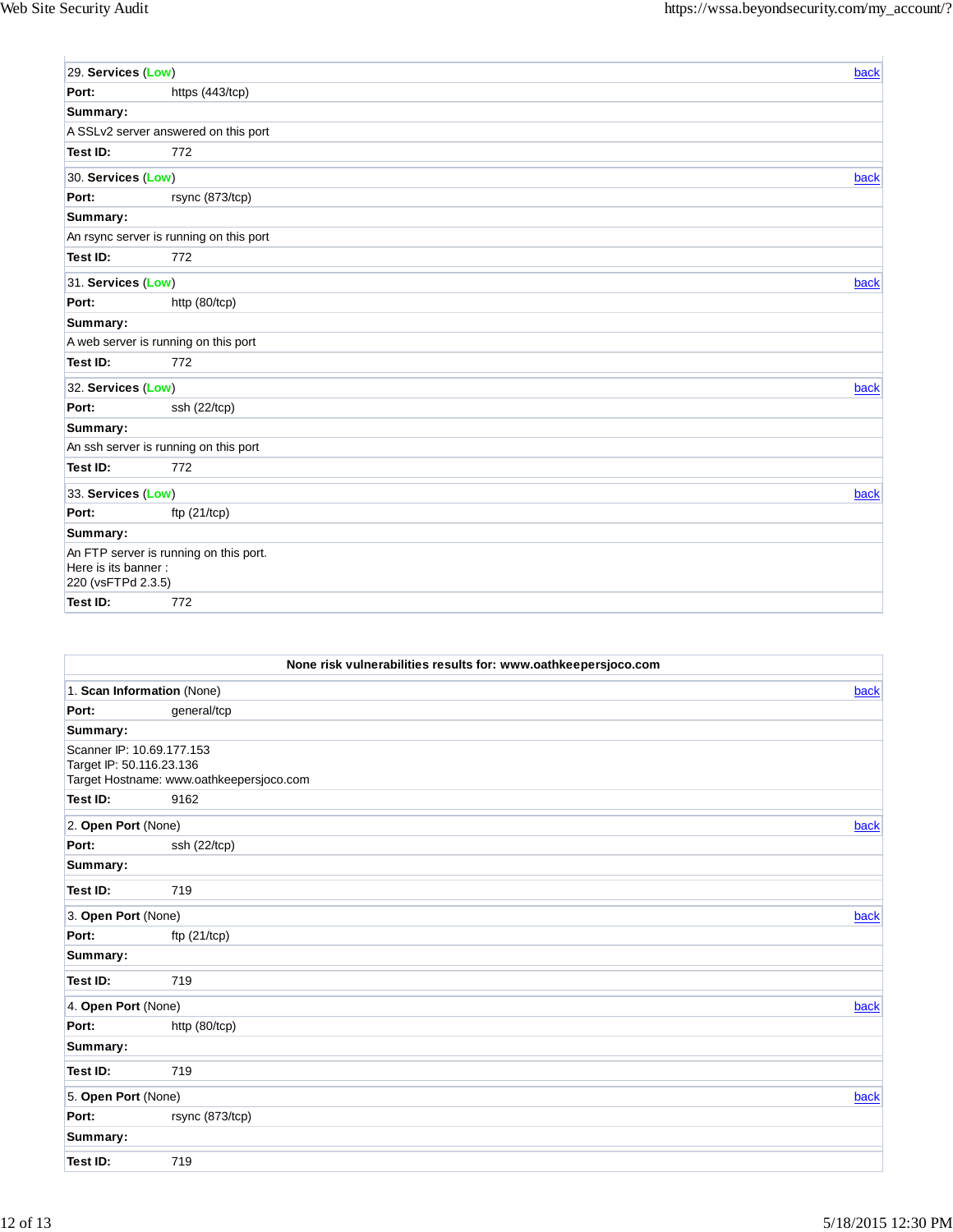| 29. **Services** (Low) | back |
|---|---|
| **Port:** | https (443/tcp) |
| **Summary:** | |
| A SSLv2 server answered on this port | |
| **Test ID:** | 772 |

| 30. **Services** (Low) | back |
|---|---|
| **Port:** | rsync (873/tcp) |
| **Summary:** | |
| An rsync server is running on this port | |
| **Test ID:** | 772 |

| 31. **Services** (Low) | back |
|---|---|
| **Port:** | http (80/tcp) |
| **Summary:** | |
| A web server is running on this port | |
| **Test ID:** | 772 |

| 32. **Services** (Low) | back |
|---|---|
| **Port:** | ssh (22/tcp) |
| **Summary:** | |
| An ssh server is running on this port | |
| **Test ID:** | 772 |

| 33. **Services** (Low) | back |
|---|---|
| **Port:** | ftp (21/tcp) |
| **Summary:** | |
| An FTP server is running on this port.<br>Here is its banner :<br>220 (vsFTPd 2.3.5) | |
| **Test ID:** | 772 |

**None risk vulnerabilities results for: www.oathkeepersjoco.com**

| 1. **Scan Information** (None) | back |
|---|---|
| **Port:** | general/tcp |
| **Summary:** | |
| Scanner IP: 10.69.177.153<br>Target IP: 50.116.23.136<br>Target Hostname: www.oathkeepersjoco.com | |
| **Test ID:** | 9162 |

| 2. **Open Port** (None) | back |
|---|---|
| **Port:** | ssh (22/tcp) |
| **Summary:** | |
| **Test ID:** | 719 |

| 3. **Open Port** (None) | back |
|---|---|
| **Port:** | ftp (21/tcp) |
| **Summary:** | |
| **Test ID:** | 719 |

| 4. **Open Port** (None) | back |
|---|---|
| **Port:** | http (80/tcp) |
| **Summary:** | |
| **Test ID:** | 719 |

| 5. **Open Port** (None) | back |
|---|---|
| **Port:** | rsync (873/tcp) |
| **Summary:** | |
| **Test ID:** | 719 |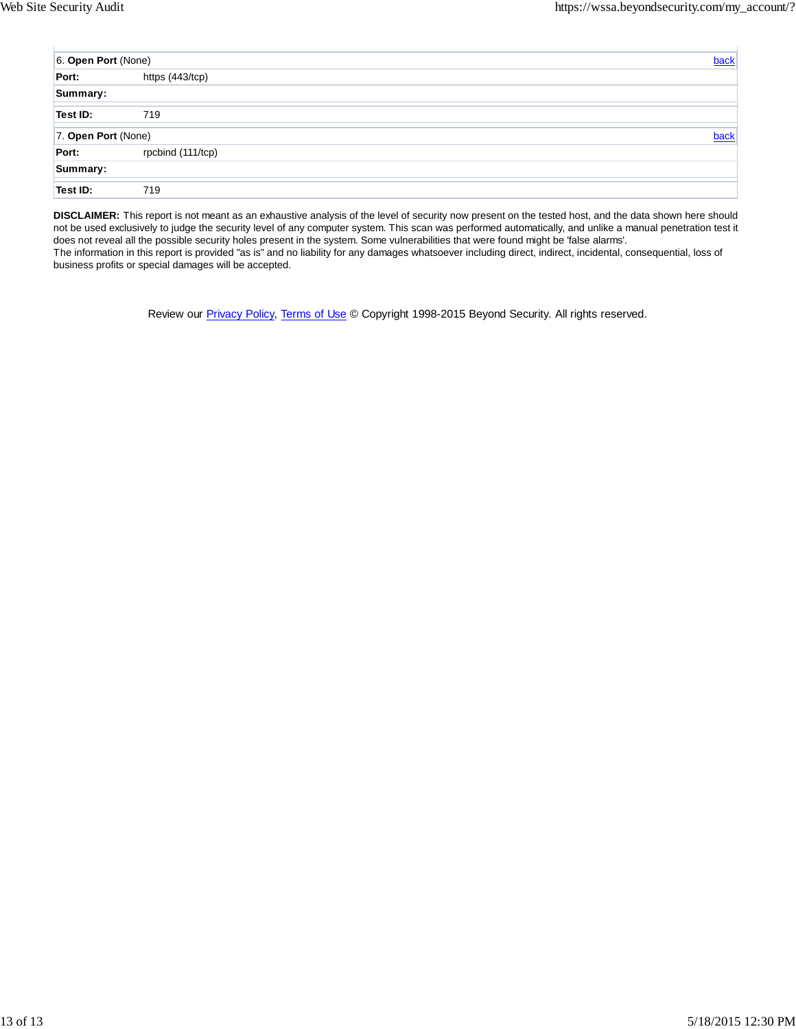| 6. **Open Port** (None) | back |
| --- | --- |
| **Port:** | https (443/tcp) |
| **Summary:** | |
| **Test ID:** | 719 |

| 7. **Open Port** (None) | back |
| --- | --- |
| **Port:** | rpcbind (111/tcp) |
| **Summary:** | |
| **Test ID:** | 719 |

**DISCLAIMER:** This report is not meant as an exhaustive analysis of the level of security now present on the tested host, and the data shown here should not be used exclusively to judge the security level of any computer system. This scan was performed automatically, and unlike a manual penetration test it does not reveal all the possible security holes present in the system. Some vulnerabilities that were found might be 'false alarms'.
The information in this report is provided "as is" and no liability for any damages whatsoever including direct, indirect, incidental, consequential, loss of business profits or special damages will be accepted.

Review our Privacy Policy, Terms of Use © Copyright 1998-2015 Beyond Security. All rights reserved.